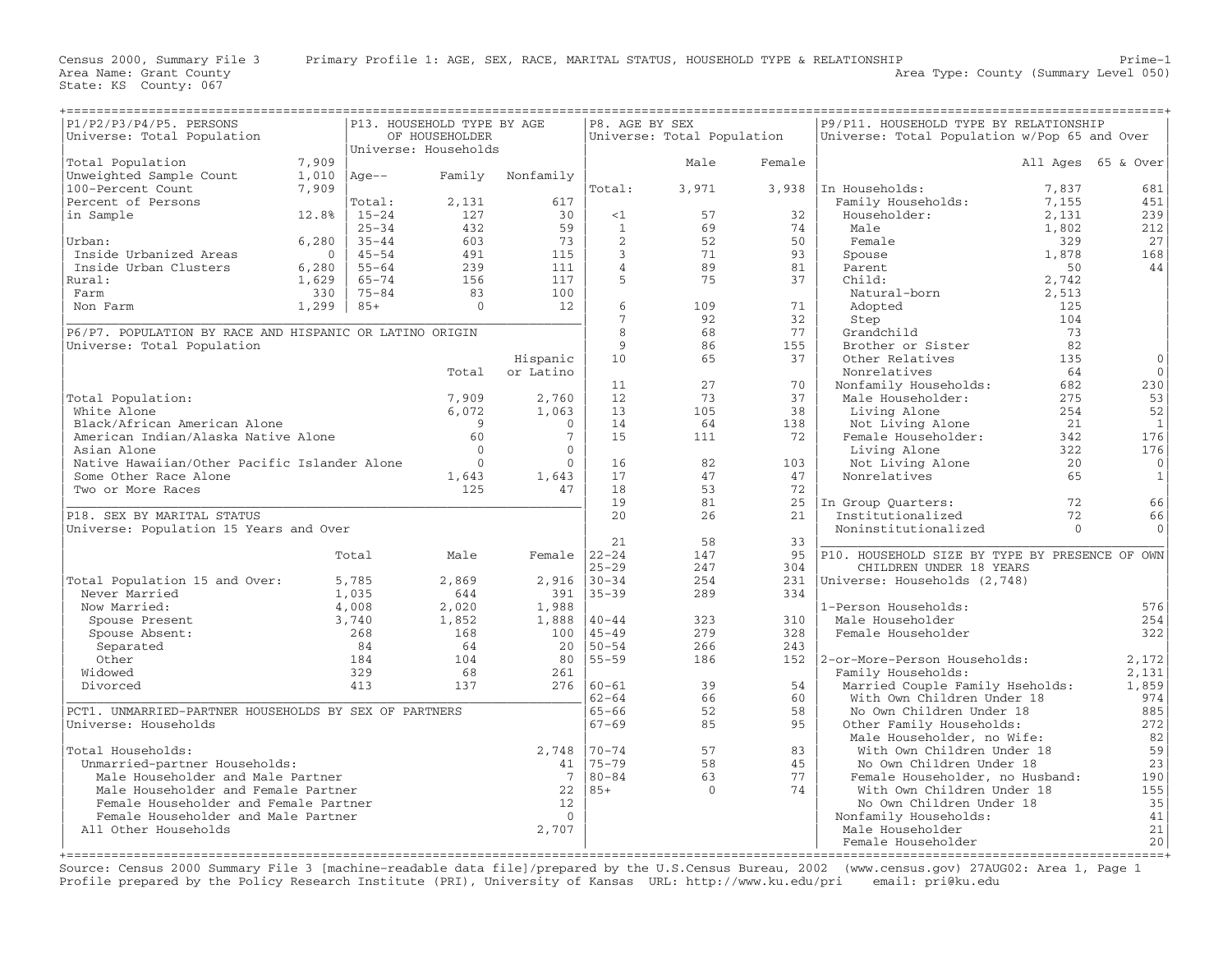Census 2000, Summary File 3 — Primary Profile 1: AGE, SEX, RACE, MARITAL STATUS, HOUSEHOLD TYPE & RELATIONSHIP — Prime-1

Area Name: Grant County — Area Type: County (Summary Level 050)

State: KS County: 067

## P1/P2/P3/P4/P5. PERSONS

Universe: Total Population

| | |
|---|---|
| Total Population | 7,909 |
| Unweighted Sample Count | 1,010 |
| 100-Percent Count | 7,909 |
| Percent of Persons in Sample | 12.8% |
| Urban: | 6,280 |
| Inside Urbanized Areas | 0 |
| Inside Urban Clusters | 6,280 |
| Rural: | 1,629 |
| Farm | 330 |
| Non Farm | 1,299 |

## P13. HOUSEHOLD TYPE BY AGE OF HOUSEHOLDER

Universe: Households

| Age-- | Family | Nonfamily |
|---|---|---|
| Total: | 2,131 | 617 |
| 15-24 | 127 | 30 |
| 25-34 | 432 | 59 |
| 35-44 | 603 | 73 |
| 45-54 | 491 | 115 |
| 55-64 | 239 | 111 |
| 65-74 | 156 | 117 |
| 75-84 | 83 | 100 |
| 85+ | 0 | 12 |

## P6/P7. POPULATION BY RACE AND HISPANIC OR LATINO ORIGIN

Universe: Total Population

| | Total | Hispanic or Latino |
|---|---|---|
| Total Population: | 7,909 | 2,760 |
| White Alone | 6,072 | 1,063 |
| Black/African American Alone | 9 | 0 |
| American Indian/Alaska Native Alone | 60 | 7 |
| Asian Alone | 0 | 0 |
| Native Hawaiian/Other Pacific Islander Alone | 0 | 0 |
| Some Other Race Alone | 1,643 | 1,643 |
| Two or More Races | 125 | 47 |

## P18. SEX BY MARITAL STATUS

Universe: Population 15 Years and Over

| | Total | Male | Female |
|---|---|---|---|
| Total Population 15 and Over: | 5,785 | 2,869 | 2,916 |
| Never Married | 1,035 | 644 | 391 |
| Now Married: | 4,008 | 2,020 | 1,988 |
| Spouse Present | 3,740 | 1,852 | 1,888 |
| Spouse Absent: | 268 | 168 | 100 |
| Separated | 84 | 64 | 20 |
| Other | 184 | 104 | 80 |
| Widowed | 329 | 68 | 261 |
| Divorced | 413 | 137 | 276 |

## PCT1. UNMARRIED-PARTNER HOUSEHOLDS BY SEX OF PARTNERS

Universe: Households

| | |
|---|---|
| Total Households: | 2,748 |
| Unmarried-partner Households: | 41 |
| Male Householder and Male Partner | 7 |
| Male Householder and Female Partner | 22 |
| Female Householder and Female Partner | 12 |
| Female Householder and Male Partner | 0 |
| All Other Households | 2,707 |

## P8. AGE BY SEX

Universe: Total Population

| | Male | Female |
|---|---|---|
| Total: | 3,971 | 3,938 |
| <1 | 57 | 32 |
| 1 | 69 | 74 |
| 2 | 52 | 50 |
| 3 | 71 | 93 |
| 4 | 89 | 81 |
| 5 | 75 | 37 |
| 6 | 109 | 71 |
| 7 | 92 | 32 |
| 8 | 68 | 77 |
| 9 | 86 | 155 |
| 10 | 65 | 37 |
| 11 | 27 | 70 |
| 12 | 73 | 37 |
| 13 | 105 | 38 |
| 14 | 64 | 138 |
| 15 | 111 | 72 |
| 16 | 82 | 103 |
| 17 | 47 | 47 |
| 18 | 53 | 72 |
| 19 | 81 | 25 |
| 20 | 26 | 21 |
| 21 | 58 | 33 |
| 22-24 | 147 | 95 |
| 25-29 | 247 | 304 |
| 30-34 | 254 | 231 |
| 35-39 | 289 | 334 |
| 40-44 | 323 | 310 |
| 45-49 | 279 | 328 |
| 50-54 | 266 | 243 |
| 55-59 | 186 | 152 |
| 60-61 | 39 | 54 |
| 62-64 | 66 | 60 |
| 65-66 | 52 | 58 |
| 67-69 | 85 | 95 |
| 70-74 | 57 | 83 |
| 75-79 | 58 | 45 |
| 80-84 | 63 | 77 |
| 85+ | 0 | 74 |

## P9/P11. HOUSEHOLD TYPE BY RELATIONSHIP

Universe: Total Population w/Pop 65 and Over

| | All Ages | 65 & Over |
|---|---|---|
| In Households: | 7,837 | 681 |
| Family Households: | 7,155 | 451 |
| Householder: | 2,131 | 239 |
| Male | 1,802 | 212 |
| Female | 329 | 27 |
| Spouse | 1,878 | 168 |
| Parent | 50 | 44 |
| Child: | 2,742 | |
| Natural-born | 2,513 | |
| Adopted | 125 | |
| Step | 104 | |
| Grandchild | 73 | |
| Brother or Sister | 82 | |
| Other Relatives | 135 | 0 |
| Nonrelatives | 64 | 0 |
| Nonfamily Households: | 682 | 230 |
| Male Householder: | 275 | 53 |
| Living Alone | 254 | 52 |
| Not Living Alone | 21 | 1 |
| Female Householder: | 342 | 176 |
| Living Alone | 322 | 176 |
| Not Living Alone | 20 | 0 |
| Nonrelatives | 65 | 1 |
| In Group Quarters: | 72 | 66 |
| Institutionalized | 72 | 66 |
| Noninstitutionalized | 0 | 0 |

## P10. HOUSEHOLD SIZE BY TYPE BY PRESENCE OF OWN CHILDREN UNDER 18 YEARS

Universe: Households (2,748)

| | |
|---|---|
| 1-Person Households: | 576 |
| Male Householder | 254 |
| Female Householder | 322 |
| 2-or-More-Person Households: | 2,172 |
| Family Households: | 2,131 |
| Married Couple Family Hseholds: | 1,859 |
| With Own Children Under 18 | 974 |
| No Own Children Under 18 | 885 |
| Other Family Households: | 272 |
| Male Householder, no Wife: | 82 |
| With Own Children Under 18 | 59 |
| No Own Children Under 18 | 23 |
| Female Householder, no Husband: | 190 |
| With Own Children Under 18 | 155 |
| No Own Children Under 18 | 35 |
| Nonfamily Households: | 41 |
| Male Householder | 21 |
| Female Householder | 20 |

Source: Census 2000 Summary File 3 [machine-readable data file]/prepared by the U.S.Census Bureau, 2002 (www.census.gov) 27AUG02: Area 1, Page 1
Profile prepared by the Policy Research Institute (PRI), University of Kansas URL: http://www.ku.edu/pri email: pri@ku.edu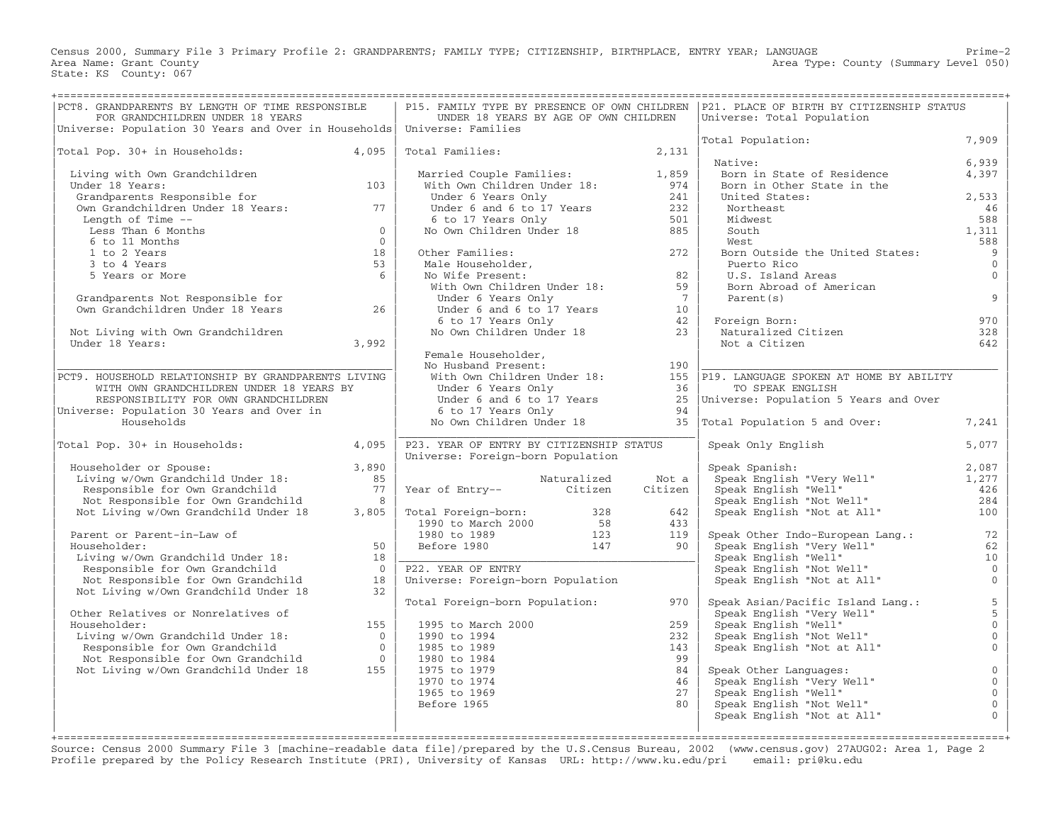Census 2000, Summary File 3 Primary Profile 2: GRANDPARENTS; FAMILY TYPE; CITIZENSHIP, BIRTHPLACE, ENTRY YEAR; LANGUAGE — Prime-2

Area Name: Grant County — Area Type: County (Summary Level 050)

State: KS County: 067

## PCT8. GRANDPARENTS BY LENGTH OF TIME RESPONSIBLE FOR GRANDCHILDREN UNDER 18 YEARS

Universe: Population 30 Years and Over in Households

| | |
|---|---|
| Total Pop. 30+ in Households: | 4,095 |
| Living with Own Grandchildren Under 18 Years: | 103 |
| Grandparents Responsible for Own Grandchildren Under 18 Years: | 77 |
| Length of Time -- | |
| Less Than 6 Months | 0 |
| 6 to 11 Months | 0 |
| 1 to 2 Years | 18 |
| 3 to 4 Years | 53 |
| 5 Years or More | 6 |
| Grandparents Not Responsible for Own Grandchildren Under 18 Years | 26 |
| Not Living with Own Grandchildren Under 18 Years: | 3,992 |

## PCT9. HOUSEHOLD RELATIONSHIP BY GRANDPARENTS LIVING WITH OWN GRANDCHILDREN UNDER 18 YEARS BY RESPONSIBILITY FOR OWN GRANDCHILDREN

Universe: Population 30 Years and Over in Households

| | |
|---|---|
| Total Pop. 30+ in Households: | 4,095 |
| Householder or Spouse: | 3,890 |
| Living w/Own Grandchild Under 18: | 85 |
| Responsible for Own Grandchild | 77 |
| Not Responsible for Own Grandchild | 8 |
| Not Living w/Own Grandchild Under 18 | 3,805 |
| Parent or Parent-in-Law of Householder: | 50 |
| Living w/Own Grandchild Under 18: | 18 |
| Responsible for Own Grandchild | 0 |
| Not Responsible for Own Grandchild | 18 |
| Not Living w/Own Grandchild Under 18 | 32 |
| Other Relatives or Nonrelatives of Householder: | 155 |
| Living w/Own Grandchild Under 18: | 0 |
| Responsible for Own Grandchild | 0 |
| Not Responsible for Own Grandchild | 0 |
| Not Living w/Own Grandchild Under 18 | 155 |

## P15. FAMILY TYPE BY PRESENCE OF OWN CHILDREN UNDER 18 YEARS BY AGE OF OWN CHILDREN

Universe: Families

| | |
|---|---|
| Total Families: | 2,131 |
| Married Couple Families: | 1,859 |
| With Own Children Under 18: | 974 |
| Under 6 Years Only | 241 |
| Under 6 and 6 to 17 Years | 232 |
| 6 to 17 Years Only | 501 |
| No Own Children Under 18 | 885 |
| Other Families: | 272 |
| Male Householder, No Wife Present: | 82 |
| With Own Children Under 18: | 59 |
| Under 6 Years Only | 7 |
| Under 6 and 6 to 17 Years | 10 |
| 6 to 17 Years Only | 42 |
| No Own Children Under 18 | 23 |
| Female Householder, No Husband Present: | 190 |
| With Own Children Under 18: | 155 |
| Under 6 Years Only | 36 |
| Under 6 and 6 to 17 Years | 25 |
| 6 to 17 Years Only | 94 |
| No Own Children Under 18 | 35 |

## P23. YEAR OF ENTRY BY CITIZENSHIP STATUS

Universe: Foreign-born Population

| Year of Entry-- | Naturalized Citizen | Not a Citizen |
|---|---|---|
| Total Foreign-born: | 328 | 642 |
| 1990 to March 2000 | 58 | 433 |
| 1980 to 1989 | 123 | 119 |
| Before 1980 | 147 | 90 |

## P22. YEAR OF ENTRY

Universe: Foreign-born Population

| | |
|---|---|
| Total Foreign-born Population: | 970 |
| 1995 to March 2000 | 259 |
| 1990 to 1994 | 232 |
| 1985 to 1989 | 143 |
| 1980 to 1984 | 99 |
| 1975 to 1979 | 84 |
| 1970 to 1974 | 46 |
| 1965 to 1969 | 27 |
| Before 1965 | 80 |

## P21. PLACE OF BIRTH BY CITIZENSHIP STATUS

Universe: Total Population

| | |
|---|---|
| Total Population: | 7,909 |
| Native: | 6,939 |
| Born in State of Residence | 4,397 |
| Born in Other State in the United States: | 2,533 |
| Northeast | 46 |
| Midwest | 588 |
| South | 1,311 |
| West | 588 |
| Born Outside the United States: | 9 |
| Puerto Rico | 0 |
| U.S. Island Areas | 0 |
| Born Abroad of American Parent(s) | 9 |
| Foreign Born: | 970 |
| Naturalized Citizen | 328 |
| Not a Citizen | 642 |

## P19. LANGUAGE SPOKEN AT HOME BY ABILITY TO SPEAK ENGLISH

Universe: Population 5 Years and Over

| | |
|---|---|
| Total Population 5 and Over: | 7,241 |
| Speak Only English | 5,077 |
| Speak Spanish: | 2,087 |
| Speak English "Very Well" | 1,277 |
| Speak English "Well" | 426 |
| Speak English "Not Well" | 284 |
| Speak English "Not at All" | 100 |
| Speak Other Indo-European Lang.: | 72 |
| Speak English "Very Well" | 62 |
| Speak English "Well" | 10 |
| Speak English "Not Well" | 0 |
| Speak English "Not at All" | 0 |
| Speak Asian/Pacific Island Lang.: | 5 |
| Speak English "Very Well" | 5 |
| Speak English "Well" | 0 |
| Speak English "Not Well" | 0 |
| Speak English "Not at All" | 0 |
| Speak Other Languages: | 0 |
| Speak English "Very Well" | 0 |
| Speak English "Well" | 0 |
| Speak English "Not Well" | 0 |
| Speak English "Not at All" | 0 |

Source: Census 2000 Summary File 3 [machine-readable data file]/prepared by the U.S.Census Bureau, 2002 (www.census.gov) 27AUG02: Area 1, Page 2
Profile prepared by the Policy Research Institute (PRI), University of Kansas URL: http://www.ku.edu/pri email: pri@ku.edu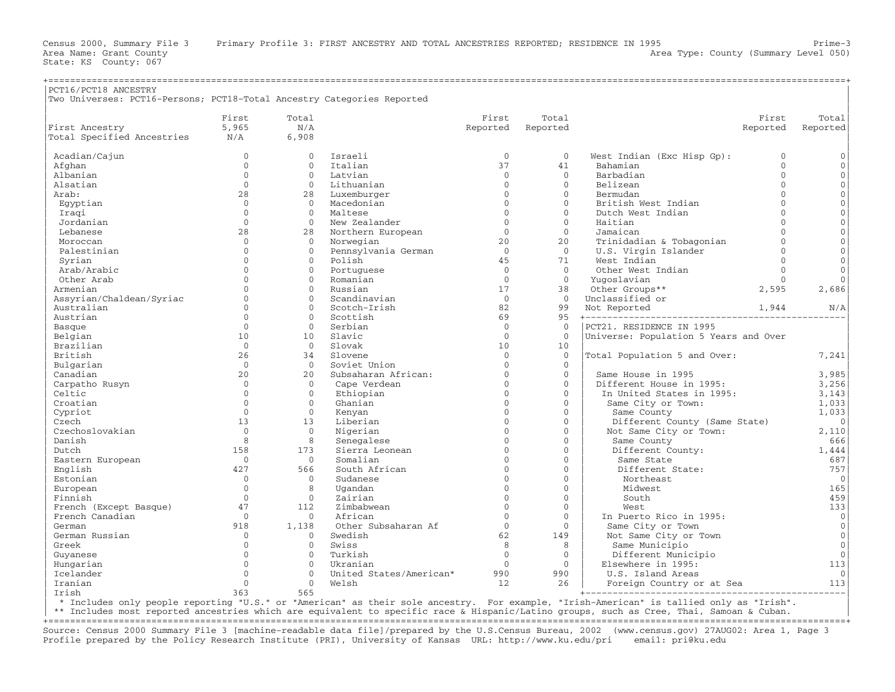Census 2000, Summary File 3 Primary Profile 3: FIRST ANCESTRY AND TOTAL ANCESTRIES REPORTED; RESIDENCE IN 1995 Prime-3
Area Name: Grant County Area Type: County (Summary Level 050)
State: KS County: 067

## PCT16/PCT18 ANCESTRY

Two Universes: PCT16-Persons; PCT18-Total Ancestry Categories Reported

| | First | Total |
|---|---|---|
| First Ancestry | 5,965 | N/A |
| Total Specified Ancestries | N/A | 6,908 |

| Ancestry | First | Total | Ancestry | First Reported | Total Reported | Ancestry | First Reported | Total Reported |
|---|---|---|---|---|---|---|---|---|
| Acadian/Cajun | 0 | 0 | Israeli | 0 | 0 | West Indian (Exc Hisp Gp): | 0 | 0 |
| Afghan | 0 | 0 | Italian | 37 | 41 | Bahamian | 0 | 0 |
| Albanian | 0 | 0 | Latvian | 0 | 0 | Barbadian | 0 | 0 |
| Alsatian | 0 | 0 | Lithuanian | 0 | 0 | Belizean | 0 | 0 |
| Arab: | 28 | 28 | Luxemburger | 0 | 0 | Bermudan | 0 | 0 |
| Egyptian | 0 | 0 | Macedonian | 0 | 0 | British West Indian | 0 | 0 |
| Iraqi | 0 | 0 | Maltese | 0 | 0 | Dutch West Indian | 0 | 0 |
| Jordanian | 0 | 0 | New Zealander | 0 | 0 | Haitian | 0 | 0 |
| Lebanese | 28 | 28 | Northern European | 0 | 0 | Jamaican | 0 | 0 |
| Moroccan | 0 | 0 | Norwegian | 20 | 20 | Trinidadian & Tobagonian | 0 | 0 |
| Palestinian | 0 | 0 | Pennsylvania German | 0 | 0 | U.S. Virgin Islander | 0 | 0 |
| Syrian | 0 | 0 | Polish | 45 | 71 | West Indian | 0 | 0 |
| Arab/Arabic | 0 | 0 | Portuguese | 0 | 0 | Other West Indian | 0 | 0 |
| Other Arab | 0 | 0 | Romanian | 0 | 0 | Yugoslavian | 0 | 0 |
| Armenian | 0 | 0 | Russian | 17 | 38 | Other Groups** | 2,595 | 2,686 |
| Assyrian/Chaldean/Syriac | 0 | 0 | Scandinavian | 0 | 0 | Unclassified or | | |
| Australian | 0 | 0 | Scotch-Irish | 82 | 99 | Not Reported | 1,944 | N/A |
| Austrian | 0 | 0 | Scottish | 69 | 95 | | | |
| Basque | 0 | 0 | Serbian | 0 | 0 | | | |
| Belgian | 10 | 10 | Slavic | 0 | 0 | | | |
| Brazilian | 0 | 0 | Slovak | 10 | 10 | | | |
| British | 26 | 34 | Slovene | 0 | 0 | | | |
| Bulgarian | 0 | 0 | Soviet Union | 0 | 0 | | | |
| Canadian | 20 | 20 | Subsaharan African: | 0 | 0 | | | |
| Carpatho Rusyn | 0 | 0 | Cape Verdean | 0 | 0 | | | |
| Celtic | 0 | 0 | Ethiopian | 0 | 0 | | | |
| Croatian | 0 | 0 | Ghanian | 0 | 0 | | | |
| Cypriot | 0 | 0 | Kenyan | 0 | 0 | | | |
| Czech | 13 | 13 | Liberian | 0 | 0 | | | |
| Czechoslovakian | 0 | 0 | Nigerian | 0 | 0 | | | |
| Danish | 8 | 8 | Senegalese | 0 | 0 | | | |
| Dutch | 158 | 173 | Sierra Leonean | 0 | 0 | | | |
| Eastern European | 0 | 0 | Somalian | 0 | 0 | | | |
| English | 427 | 566 | South African | 0 | 0 | | | |
| Estonian | 0 | 0 | Sudanese | 0 | 0 | | | |
| European | 0 | 8 | Ugandan | 0 | 0 | | | |
| Finnish | 0 | 0 | Zairian | 0 | 0 | | | |
| French (Except Basque) | 47 | 112 | Zimbabwean | 0 | 0 | | | |
| French Canadian | 0 | 0 | African | 0 | 0 | | | |
| German | 918 | 1,138 | Other Subsaharan Af | 0 | 0 | | | |
| German Russian | 0 | 0 | Swedish | 62 | 149 | | | |
| Greek | 0 | 0 | Swiss | 8 | 8 | | | |
| Guyanese | 0 | 0 | Turkish | 0 | 0 | | | |
| Hungarian | 0 | 0 | Ukranian | 0 | 0 | | | |
| Icelander | 0 | 0 | United States/American* | 990 | 990 | | | |
| Iranian | 0 | 0 | Welsh | 12 | 26 | | | |
| Irish | 363 | 565 | | | | | | |

\* Includes only people reporting "U.S." or "American" as their sole ancestry. For example, "Irish-American" is tallied only as "Irish".
\** Includes most reported ancestries which are equivalent to specific race & Hispanic/Latino groups, such as Cree, Thai, Samoan & Cuban.

## PCT21. RESIDENCE IN 1995

Universe: Population 5 Years and Over

| | |
|---|---|
| Total Population 5 and Over: | 7,241 |
| Same House in 1995 | 3,985 |
| Different House in 1995: | 3,256 |
| In United States in 1995: | 3,143 |
| Same City or Town: | 1,033 |
| Same County | 1,033 |
| Different County (Same State) | 0 |
| Not Same City or Town: | 2,110 |
| Same County | 666 |
| Different County: | 1,444 |
| Same State | 687 |
| Different State: | 757 |
| Northeast | 0 |
| Midwest | 165 |
| South | 459 |
| West | 133 |
| In Puerto Rico in 1995: | 0 |
| Same City or Town | 0 |
| Not Same City or Town | 0 |
| Same Municipio | 0 |
| Different Municipio | 0 |
| Elsewhere in 1995: | 113 |
| U.S. Island Areas | 0 |
| Foreign Country or at Sea | 113 |

Source: Census 2000 Summary File 3 [machine-readable data file]/prepared by the U.S.Census Bureau, 2002 (www.census.gov) 27AUG02: Area 1, Page 3
Profile prepared by the Policy Research Institute (PRI), University of Kansas URL: http://www.ku.edu/pri email: pri@ku.edu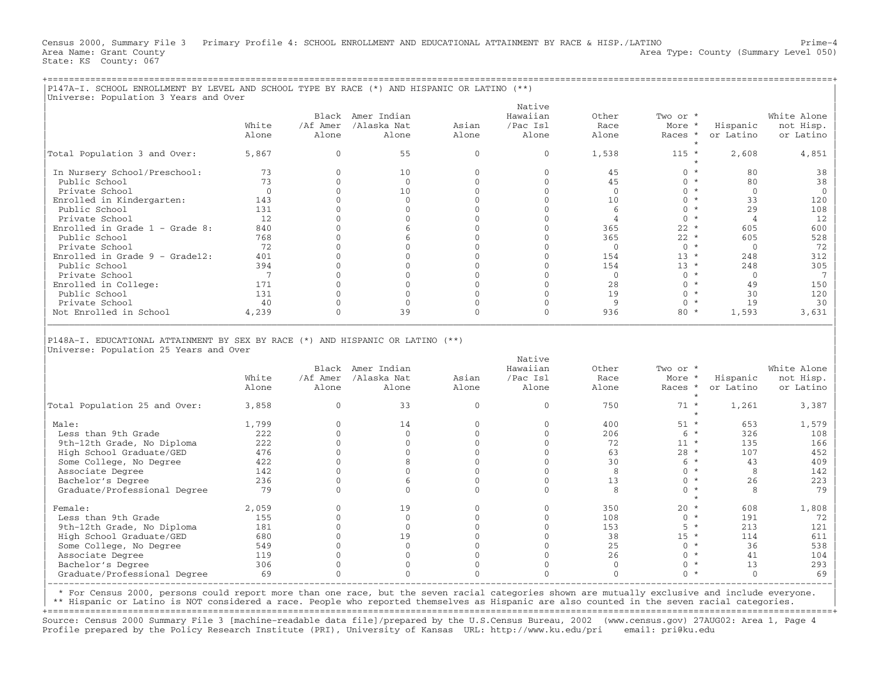Census 2000, Summary File 3 Primary Profile 4: SCHOOL ENROLLMENT AND EDUCATIONAL ATTAINMENT BY RACE & HISP./LATINO Prime-4
Area Name: Grant County Area Type: County (Summary Level 050)
State: KS County: 067

## P147A-I. SCHOOL ENROLLMENT BY LEVEL AND SCHOOL TYPE BY RACE (*) AND HISPANIC OR LATINO (**)

Universe: Population 3 Years and Over

| | White Alone | Black /Af Amer Alone | Amer Indian /Alaska Nat Alone | Asian Alone | Native Hawaiian /Pac Isl Alone | Other Race Alone | Two or More Races * | Hispanic or Latino | White Alone not Hisp. or Latino |
|---|---|---|---|---|---|---|---|---|---|
| Total Population 3 and Over: | 5,867 | 0 | 55 | 0 | 0 | 1,538 | 115 | 2,608 | 4,851 |
| In Nursery School/Preschool: | 73 | 0 | 10 | 0 | 0 | 45 | 0 | 80 | 38 |
| Public School | 73 | 0 | 0 | 0 | 0 | 45 | 0 | 80 | 38 |
| Private School | 0 | 0 | 10 | 0 | 0 | 0 | 0 | 0 | 0 |
| Enrolled in Kindergarten: | 143 | 0 | 0 | 0 | 0 | 10 | 0 | 33 | 120 |
| Public School | 131 | 0 | 0 | 0 | 0 | 6 | 0 | 29 | 108 |
| Private School | 12 | 0 | 0 | 0 | 0 | 4 | 0 | 4 | 12 |
| Enrolled in Grade 1 - Grade 8: | 840 | 0 | 6 | 0 | 0 | 365 | 22 | 605 | 600 |
| Public School | 768 | 0 | 6 | 0 | 0 | 365 | 22 | 605 | 528 |
| Private School | 72 | 0 | 0 | 0 | 0 | 0 | 0 | 0 | 72 |
| Enrolled in Grade 9 - Grade12: | 401 | 0 | 0 | 0 | 0 | 154 | 13 | 248 | 312 |
| Public School | 394 | 0 | 0 | 0 | 0 | 154 | 13 | 248 | 305 |
| Private School | 7 | 0 | 0 | 0 | 0 | 0 | 0 | 0 | 7 |
| Enrolled in College: | 171 | 0 | 0 | 0 | 0 | 28 | 0 | 49 | 150 |
| Public School | 131 | 0 | 0 | 0 | 0 | 19 | 0 | 30 | 120 |
| Private School | 40 | 0 | 0 | 0 | 0 | 9 | 0 | 19 | 30 |
| Not Enrolled in School | 4,239 | 0 | 39 | 0 | 0 | 936 | 80 | 1,593 | 3,631 |

## P148A-I. EDUCATIONAL ATTAINMENT BY SEX BY RACE (*) AND HISPANIC OR LATINO (**)

Universe: Population 25 Years and Over

| | White Alone | Black /Af Amer Alone | Amer Indian /Alaska Nat Alone | Asian Alone | Native Hawaiian /Pac Isl Alone | Other Race Alone | Two or More Races * | Hispanic or Latino | White Alone not Hisp. or Latino |
|---|---|---|---|---|---|---|---|---|---|
| Total Population 25 and Over: | 3,858 | 0 | 33 | 0 | 0 | 750 | 71 | 1,261 | 3,387 |
| Male: | 1,799 | 0 | 14 | 0 | 0 | 400 | 51 | 653 | 1,579 |
| Less than 9th Grade | 222 | 0 | 0 | 0 | 0 | 206 | 6 | 326 | 108 |
| 9th-12th Grade, No Diploma | 222 | 0 | 0 | 0 | 0 | 72 | 11 | 135 | 166 |
| High School Graduate/GED | 476 | 0 | 0 | 0 | 0 | 63 | 28 | 107 | 452 |
| Some College, No Degree | 422 | 0 | 8 | 0 | 0 | 30 | 6 | 43 | 409 |
| Associate Degree | 142 | 0 | 0 | 0 | 0 | 8 | 0 | 8 | 142 |
| Bachelor's Degree | 236 | 0 | 6 | 0 | 0 | 13 | 0 | 26 | 223 |
| Graduate/Professional Degree | 79 | 0 | 0 | 0 | 0 | 8 | 0 | 8 | 79 |
| Female: | 2,059 | 0 | 19 | 0 | 0 | 350 | 20 | 608 | 1,808 |
| Less than 9th Grade | 155 | 0 | 0 | 0 | 0 | 108 | 0 | 191 | 72 |
| 9th-12th Grade, No Diploma | 181 | 0 | 0 | 0 | 0 | 153 | 5 | 213 | 121 |
| High School Graduate/GED | 680 | 0 | 19 | 0 | 0 | 38 | 15 | 114 | 611 |
| Some College, No Degree | 549 | 0 | 0 | 0 | 0 | 25 | 0 | 36 | 538 |
| Associate Degree | 119 | 0 | 0 | 0 | 0 | 26 | 0 | 41 | 104 |
| Bachelor's Degree | 306 | 0 | 0 | 0 | 0 | 0 | 0 | 13 | 293 |
| Graduate/Professional Degree | 69 | 0 | 0 | 0 | 0 | 0 | 0 | 0 | 69 |

* For Census 2000, persons could report more than one race, but the seven racial categories shown are mutually exclusive and include everyone.
** Hispanic or Latino is NOT considered a race. People who reported themselves as Hispanic are also counted in the seven racial categories.

Source: Census 2000 Summary File 3 [machine-readable data file]/prepared by the U.S.Census Bureau, 2002 (www.census.gov) 27AUG02: Area 1, Page 4
Profile prepared by the Policy Research Institute (PRI), University of Kansas URL: http://www.ku.edu/pri email: pri@ku.edu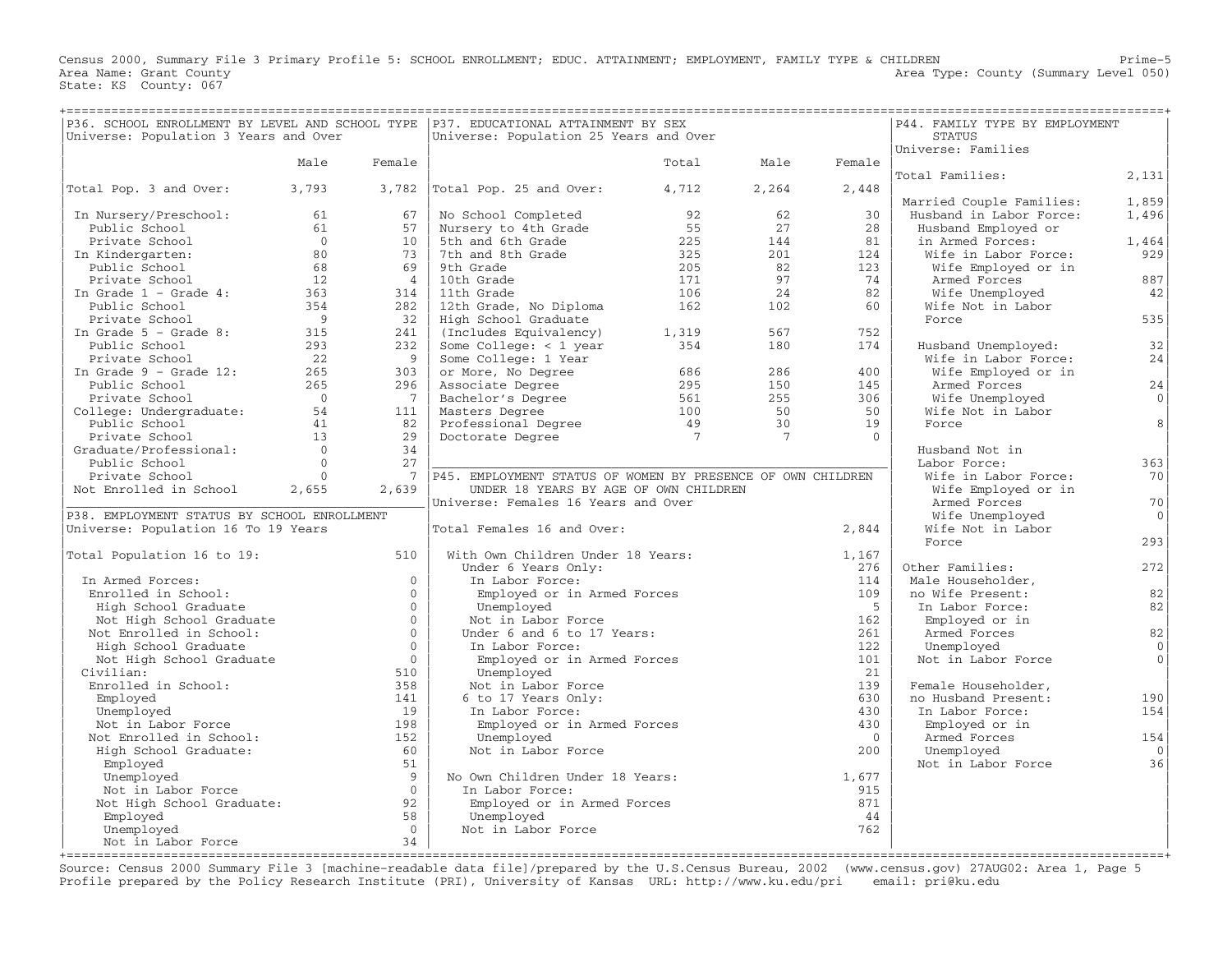Census 2000, Summary File 3 Primary Profile 5: SCHOOL ENROLLMENT; EDUC. ATTAINMENT; EMPLOYMENT, FAMILY TYPE & CHILDREN

Prime-5

Area Name: Grant County

Area Type: County (Summary Level 050)

State: KS County: 067

## P36. SCHOOL ENROLLMENT BY LEVEL AND SCHOOL TYPE

Universe: Population 3 Years and Over

| | Male | Female |
|---|---|---|
| Total Pop. 3 and Over: | 3,793 | 3,782 |
| In Nursery/Preschool: | 61 | 67 |
| Public School | 61 | 57 |
| Private School | 0 | 10 |
| In Kindergarten: | 80 | 73 |
| Public School | 68 | 69 |
| Private School | 12 | 4 |
| In Grade 1 - Grade 4: | 363 | 314 |
| Public School | 354 | 282 |
| Private School | 9 | 32 |
| In Grade 5 - Grade 8: | 315 | 241 |
| Public School | 293 | 232 |
| Private School | 22 | 9 |
| In Grade 9 - Grade 12: | 265 | 303 |
| Public School | 265 | 296 |
| Private School | 0 | 7 |
| College: Undergraduate: | 54 | 111 |
| Public School | 41 | 82 |
| Private School | 13 | 29 |
| Graduate/Professional: | 0 | 34 |
| Public School | 0 | 27 |
| Private School | 0 | 7 |
| Not Enrolled in School | 2,655 | 2,639 |

## P38. EMPLOYMENT STATUS BY SCHOOL ENROLLMENT

Universe: Population 16 To 19 Years

| | |
|---|---|
| Total Population 16 to 19: | 510 |
| In Armed Forces: | 0 |
| Enrolled in School: | 0 |
| High School Graduate | 0 |
| Not High School Graduate | 0 |
| Not Enrolled in School: | 0 |
| High School Graduate | 0 |
| Not High School Graduate | 0 |
| Civilian: | 510 |
| Enrolled in School: | 358 |
| Employed | 141 |
| Unemployed | 19 |
| Not in Labor Force | 198 |
| Not Enrolled in School: | 152 |
| High School Graduate: | 60 |
| Employed | 51 |
| Unemployed | 9 |
| Not in Labor Force | 0 |
| Not High School Graduate: | 92 |
| Employed | 58 |
| Unemployed | 0 |
| Not in Labor Force | 34 |

## P37. EDUCATIONAL ATTAINMENT BY SEX

Universe: Population 25 Years and Over

| | Total | Male | Female |
|---|---|---|---|
| Total Pop. 25 and Over: | 4,712 | 2,264 | 2,448 |
| No School Completed | 92 | 62 | 30 |
| Nursery to 4th Grade | 55 | 27 | 28 |
| 5th and 6th Grade | 225 | 144 | 81 |
| 7th and 8th Grade | 325 | 201 | 124 |
| 9th Grade | 205 | 82 | 123 |
| 10th Grade | 171 | 97 | 74 |
| 11th Grade | 106 | 24 | 82 |
| 12th Grade, No Diploma | 162 | 102 | 60 |
| High School Graduate (Includes Equivalency) | 1,319 | 567 | 752 |
| Some College: < 1 year | 354 | 180 | 174 |
| Some College: 1 Year or More, No Degree | 686 | 286 | 400 |
| Associate Degree | 295 | 150 | 145 |
| Bachelor's Degree | 561 | 255 | 306 |
| Masters Degree | 100 | 50 | 50 |
| Professional Degree | 49 | 30 | 19 |
| Doctorate Degree | 7 | 7 | 0 |

## P45. EMPLOYMENT STATUS OF WOMEN BY PRESENCE OF OWN CHILDREN UNDER 18 YEARS BY AGE OF OWN CHILDREN

Universe: Females 16 Years and Over

| | |
|---|---|
| Total Females 16 and Over: | 2,844 |
| With Own Children Under 18 Years: | 1,167 |
| Under 6 Years Only: | 276 |
| In Labor Force: | 114 |
| Employed or in Armed Forces | 109 |
| Unemployed | 5 |
| Not in Labor Force | 162 |
| Under 6 and 6 to 17 Years: | 261 |
| In Labor Force: | 122 |
| Employed or in Armed Forces | 101 |
| Unemployed | 21 |
| Not in Labor Force | 139 |
| 6 to 17 Years Only: | 630 |
| In Labor Force: | 430 |
| Employed or in Armed Forces | 430 |
| Unemployed | 0 |
| Not in Labor Force | 200 |
| No Own Children Under 18 Years: | 1,677 |
| In Labor Force: | 915 |
| Employed or in Armed Forces | 871 |
| Unemployed | 44 |
| Not in Labor Force | 762 |

## P44. FAMILY TYPE BY EMPLOYMENT STATUS

Universe: Families

| | |
|---|---|
| Total Families: | 2,131 |
| Married Couple Families: | 1,859 |
| Husband in Labor Force: | 1,496 |
| Husband Employed or in Armed Forces: | 1,464 |
| Wife in Labor Force: | 929 |
| Wife Employed or in Armed Forces | 887 |
| Wife Unemployed | 42 |
| Wife Not in Labor Force | 535 |
| Husband Unemployed: | 32 |
| Wife in Labor Force: | 24 |
| Wife Employed or in Armed Forces | 24 |
| Wife Unemployed | 0 |
| Wife Not in Labor Force | 8 |
| Husband Not in Labor Force: | 363 |
| Wife in Labor Force: | 70 |
| Wife Employed or in Armed Forces | 70 |
| Wife Unemployed | 0 |
| Wife Not in Labor Force | 293 |
| Other Families: | 272 |
| Male Householder, no Wife Present: | 82 |
| In Labor Force: | 82 |
| Employed or in Armed Forces | 82 |
| Unemployed | 0 |
| Not in Labor Force | 0 |
| Female Householder, no Husband Present: | 190 |
| In Labor Force: | 154 |
| Employed or in Armed Forces | 154 |
| Unemployed | 0 |
| Not in Labor Force | 36 |

Source: Census 2000 Summary File 3 [machine-readable data file]/prepared by the U.S.Census Bureau, 2002 (www.census.gov) 27AUG02: Area 1, Page 5
Profile prepared by the Policy Research Institute (PRI), University of Kansas URL: http://www.ku.edu/pri email: pri@ku.edu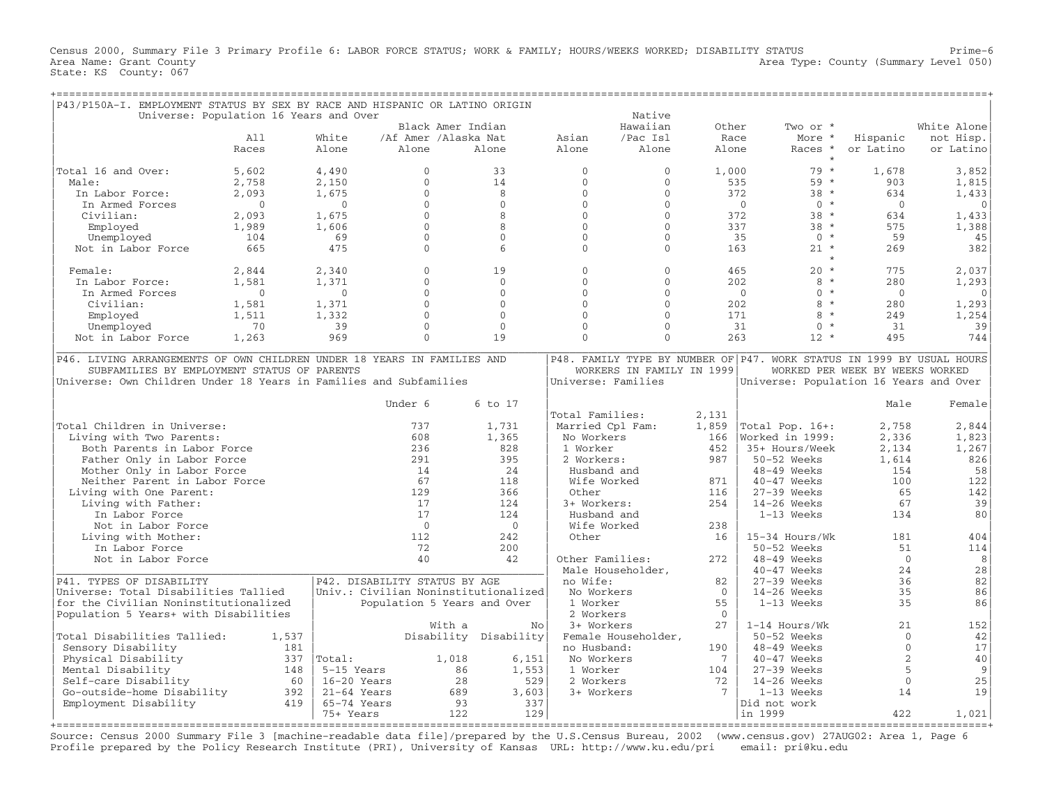Census 2000, Summary File 3 Primary Profile 6: LABOR FORCE STATUS; WORK & FAMILY; HOURS/WEEKS WORKED; DISABILITY STATUS

Area Name: Grant County

State: KS County: 067

Prime-6

Area Type: County (Summary Level 050)

## P43/P150A-I. EMPLOYMENT STATUS BY SEX BY RACE AND HISPANIC OR LATINO ORIGIN

Universe: Population 16 Years and Over

| | All Races | White Alone | Black Amer /Af Amer Alone | Indian /Alaska Nat Alone | Asian Alone | Native Hawaiian /Pac Isl Alone | Other Race Alone | Two or More Races * | Hispanic or Latino | White Alone not Hisp. or Latino |
|---|---|---|---|---|---|---|---|---|---|---|
| Total 16 and Over: | 5,602 | 4,490 | 0 | 33 | 0 | 0 | 1,000 | 79 * | 1,678 | 3,852 |
| Male: | 2,758 | 2,150 | 0 | 14 | 0 | 0 | 535 | 59 * | 903 | 1,815 |
| In Labor Force: | 2,093 | 1,675 | 0 | 8 | 0 | 0 | 372 | 38 * | 634 | 1,433 |
| In Armed Forces | 0 | 0 | 0 | 0 | 0 | 0 | 0 | 0 * | 0 | 0 |
| Civilian: | 2,093 | 1,675 | 0 | 8 | 0 | 0 | 372 | 38 * | 634 | 1,433 |
| Employed | 1,989 | 1,606 | 0 | 8 | 0 | 0 | 337 | 38 * | 575 | 1,388 |
| Unemployed | 104 | 69 | 0 | 0 | 0 | 0 | 35 | 0 * | 59 | 45 |
| Not in Labor Force | 665 | 475 | 0 | 6 | 0 | 0 | 163 | 21 * | 269 | 382 |
| Female: | 2,844 | 2,340 | 0 | 19 | 0 | 0 | 465 | 20 * | 775 | 2,037 |
| In Labor Force: | 1,581 | 1,371 | 0 | 0 | 0 | 0 | 202 | 8 * | 280 | 1,293 |
| In Armed Forces | 0 | 0 | 0 | 0 | 0 | 0 | 0 | 0 * | 0 | 0 |
| Civilian: | 1,581 | 1,371 | 0 | 0 | 0 | 0 | 202 | 8 * | 280 | 1,293 |
| Employed | 1,511 | 1,332 | 0 | 0 | 0 | 0 | 171 | 8 * | 249 | 1,254 |
| Unemployed | 70 | 39 | 0 | 0 | 0 | 0 | 31 | 0 * | 31 | 39 |
| Not in Labor Force | 1,263 | 969 | 0 | 19 | 0 | 0 | 263 | 12 * | 495 | 744 |

## P46. LIVING ARRANGEMENTS OF OWN CHILDREN UNDER 18 YEARS IN FAMILIES AND SUBFAMILIES BY EMPLOYMENT STATUS OF PARENTS

Universe: Own Children Under 18 Years in Families and Subfamilies

| | Under 6 | 6 to 17 |
|---|---|---|
| Total Children in Universe: | 737 | 1,731 |
| Living with Two Parents: | 608 | 1,365 |
| Both Parents in Labor Force | 236 | 828 |
| Father Only in Labor Force | 291 | 395 |
| Mother Only in Labor Force | 14 | 24 |
| Neither Parent in Labor Force | 67 | 118 |
| Living with One Parent: | 129 | 366 |
| Living with Father: | 17 | 124 |
| In Labor Force | 17 | 124 |
| Not in Labor Force | 0 | 0 |
| Living with Mother: | 112 | 242 |
| In Labor Force | 72 | 200 |
| Not in Labor Force | 40 | 42 |

## P48. FAMILY TYPE BY NUMBER OF WORKERS IN FAMILY IN 1999

Universe: Families

| | |
|---|---|
| Total Families: | 2,131 |
| Married Cpl Fam: | 1,859 |
| No Workers | 166 |
| 1 Worker | 452 |
| 2 Workers: | 987 |
| Husband and Wife Worked | 871 |
| Other | 116 |
| 3+ Workers: | 254 |
| Husband and Wife Worked | 238 |
| Other | 16 |
| Other Families: | 272 |
| Male Householder, no Wife: | 82 |
| No Workers | 0 |
| 1 Worker | 55 |
| 2 Workers | 0 |
| 3+ Workers | 27 |
| Female Householder, no Husband: | 190 |
| No Workers | 7 |
| 1 Worker | 104 |
| 2 Workers | 72 |
| 3+ Workers | 7 |

## P47. WORK STATUS IN 1999 BY USUAL HOURS WORKED PER WEEK BY WEEKS WORKED

Universe: Population 16 Years and Over

| | Male | Female |
|---|---|---|
| Total Pop. 16+: | 2,758 | 2,844 |
| Worked in 1999: | 2,336 | 1,823 |
| 35+ Hours/Week | 2,134 | 1,267 |
| 50-52 Weeks | 1,614 | 826 |
| 48-49 Weeks | 154 | 58 |
| 40-47 Weeks | 100 | 122 |
| 27-39 Weeks | 65 | 142 |
| 14-26 Weeks | 67 | 39 |
| 1-13 Weeks | 134 | 80 |
| 15-34 Hours/Wk | 181 | 404 |
| 50-52 Weeks | 51 | 114 |
| 48-49 Weeks | 0 | 8 |
| 40-47 Weeks | 24 | 28 |
| 27-39 Weeks | 36 | 82 |
| 14-26 Weeks | 35 | 86 |
| 1-13 Weeks | 35 | 86 |
| 1-14 Hours/Wk | 21 | 152 |
| 50-52 Weeks | 0 | 42 |
| 48-49 Weeks | 0 | 17 |
| 40-47 Weeks | 2 | 40 |
| 27-39 Weeks | 5 | 9 |
| 14-26 Weeks | 0 | 25 |
| 1-13 Weeks | 14 | 19 |
| Did not work in 1999 | 422 | 1,021 |

## P41. TYPES OF DISABILITY

Universe: Total Disabilities Tallied for the Civilian Noninstitutionalized Population 5 Years+ with Disabilities

| | |
|---|---|
| Total Disabilities Tallied: | 1,537 |
| Sensory Disability | 181 |
| Physical Disability | 337 |
| Mental Disability | 148 |
| Self-care Disability | 60 |
| Go-outside-home Disability | 392 |
| Employment Disability | 419 |

## P42. DISABILITY STATUS BY AGE

Univ.: Civilian Noninstitutionalized Population 5 Years and Over

| | With a Disability | No Disability |
|---|---|---|
| Total: | 1,018 | 6,151 |
| 5-15 Years | 86 | 1,553 |
| 16-20 Years | 28 | 529 |
| 21-64 Years | 689 | 3,603 |
| 65-74 Years | 93 | 337 |
| 75+ Years | 122 | 129 |

Source: Census 2000 Summary File 3 [machine-readable data file]/prepared by the U.S.Census Bureau, 2002 (www.census.gov) 27AUG02: Area 1, Page 6
Profile prepared by the Policy Research Institute (PRI), University of Kansas URL: http://www.ku.edu/pri email: pri@ku.edu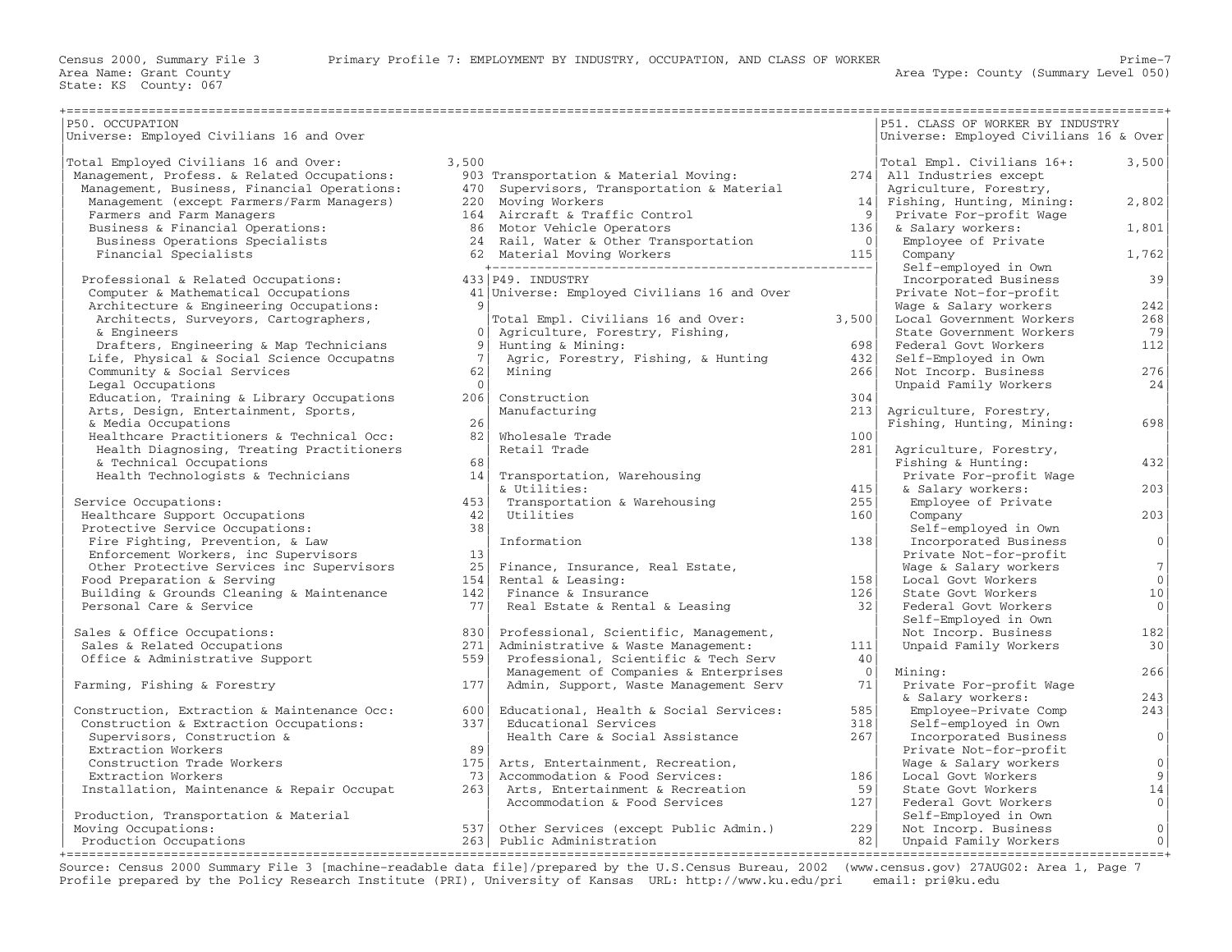Census 2000, Summary File 3 — Primary Profile 7: EMPLOYMENT BY INDUSTRY, OCCUPATION, AND CLASS OF WORKER

Area Name: Grant County
State: KS County: 067
Area Type: County (Summary Level 050)

## P50. OCCUPATION

Universe: Employed Civilians 16 and Over

| Occupation | Count |
|---|---|
| Total Employed Civilians 16 and Over: | 3,500 |
| Management, Profess. & Related Occupations: | 903 |
| Management, Business, Financial Operations: | 470 |
| Management (except Farmers/Farm Managers) | 220 |
| Farmers and Farm Managers | 164 |
| Business & Financial Operations: | 86 |
| Business Operations Specialists | 24 |
| Financial Specialists | 62 |
| Professional & Related Occupations: | 433 |
| Computer & Mathematical Occupations | 41 |
| Architecture & Engineering Occupations: | 9 |
| Architects, Surveyors, Cartographers, & Engineers | 0 |
| Drafters, Engineering & Map Technicians | 9 |
| Life, Physical & Social Science Occupatns | 7 |
| Community & Social Services | 62 |
| Legal Occupations | 0 |
| Education, Training & Library Occupations | 206 |
| Arts, Design, Entertainment, Sports, & Media Occupations | 26 |
| Healthcare Practitioners & Technical Occ: | 82 |
| Health Diagnosing, Treating Practitioners & Technical Occupations | 68 |
| Health Technologists & Technicians | 14 |
| Service Occupations: | 453 |
| Healthcare Support Occupations | 42 |
| Protective Service Occupations: | 38 |
| Fire Fighting, Prevention, & Law Enforcement Workers, inc Supervisors | 13 |
| Other Protective Services inc Supervisors | 25 |
| Food Preparation & Serving | 154 |
| Building & Grounds Cleaning & Maintenance | 142 |
| Personal Care & Service | 77 |
| Sales & Office Occupations: | 830 |
| Sales & Related Occupations | 271 |
| Office & Administrative Support | 559 |
| Farming, Fishing & Forestry | 177 |
| Construction, Extraction & Maintenance Occ: | 600 |
| Construction & Extraction Occupations: | 337 |
| Supervisors, Construction & Extraction Workers | 89 |
| Construction Trade Workers | 175 |
| Extraction Workers | 73 |
| Installation, Maintenance & Repair Occupat | 263 |
| Production, Transportation & Material Moving Occupations: | 537 |
| Production Occupations | 263 |
| Transportation & Material Moving: | 274 |
| Supervisors, Transportation & Material Moving Workers | 14 |
| Aircraft & Traffic Control | 9 |
| Motor Vehicle Operators | 136 |
| Rail, Water & Other Transportation | 0 |
| Material Moving Workers | 115 |

## P49. INDUSTRY

Universe: Employed Civilians 16 and Over

| Industry | Count |
|---|---|
| Total Empl. Civilians 16 and Over: | 3,500 |
| Agriculture, Forestry, Fishing, Hunting & Mining: | 698 |
| Agric, Forestry, Fishing, & Hunting | 432 |
| Mining | 266 |
| Construction | 304 |
| Manufacturing | 213 |
| Wholesale Trade | 100 |
| Retail Trade | 281 |
| Transportation, Warehousing & Utilities: | 415 |
| Transportation & Warehousing | 255 |
| Utilities | 160 |
| Information | 138 |
| Finance, Insurance, Real Estate, Rental & Leasing: | 158 |
| Finance & Insurance | 126 |
| Real Estate & Rental & Leasing | 32 |
| Professional, Scientific, Management, Administrative & Waste Management: | 111 |
| Professional, Scientific & Tech Serv | 40 |
| Management of Companies & Enterprises | 0 |
| Admin, Support, Waste Management Serv | 71 |
| Educational, Health & Social Services: | 585 |
| Educational Services | 318 |
| Health Care & Social Assistance | 267 |
| Arts, Entertainment, Recreation, Accommodation & Food Services: | 186 |
| Arts, Entertainment & Recreation | 59 |
| Accommodation & Food Services | 127 |
| Other Services (except Public Admin.) | 229 |
| Public Administration | 82 |

## P51. CLASS OF WORKER BY INDUSTRY

Universe: Employed Civilians 16 & Over

| Class of Worker | Count |
|---|---|
| Total Empl. Civilians 16+: | 3,500 |
| All Industries except Agriculture, Forestry, Fishing, Hunting, Mining: | 2,802 |
| Private For-profit Wage & Salary workers: | 1,801 |
| Employee of Private Company | 1,762 |
| Self-employed in Own Incorporated Business | 39 |
| Private Not-for-profit Wage & Salary workers | 242 |
| Local Government Workers | 268 |
| State Government Workers | 79 |
| Federal Govt Workers | 112 |
| Self-Employed in Own Not Incorp. Business | 276 |
| Unpaid Family Workers | 24 |
| Agriculture, Forestry, Fishing, Hunting, Mining: | 698 |
| Agriculture, Forestry, Fishing & Hunting: | 432 |
| Private For-profit Wage & Salary workers: | 203 |
| Employee of Private Company | 203 |
| Self-employed in Own Incorporated Business | 0 |
| Private Not-for-profit Wage & Salary workers | 7 |
| Local Govt Workers | 0 |
| State Govt Workers | 10 |
| Federal Govt Workers | 0 |
| Self-Employed in Own Not Incorp. Business | 182 |
| Unpaid Family Workers | 30 |
| Mining: | 266 |
| Private For-profit Wage & Salary workers: | 243 |
| Employee-Private Comp | 243 |
| Self-employed in Own Incorporated Business | 0 |
| Private Not-for-profit Wage & Salary workers | 0 |
| Local Govt Workers | 9 |
| State Govt Workers | 14 |
| Federal Govt Workers | 0 |
| Self-Employed in Own Not Incorp. Business | 0 |
| Unpaid Family Workers | 0 |

Source: Census 2000 Summary File 3 [machine-readable data file]/prepared by the U.S.Census Bureau, 2002 (www.census.gov) 27AUG02: Area 1, Page 7
Profile prepared by the Policy Research Institute (PRI), University of Kansas URL: http://www.ku.edu/pri email: pri@ku.edu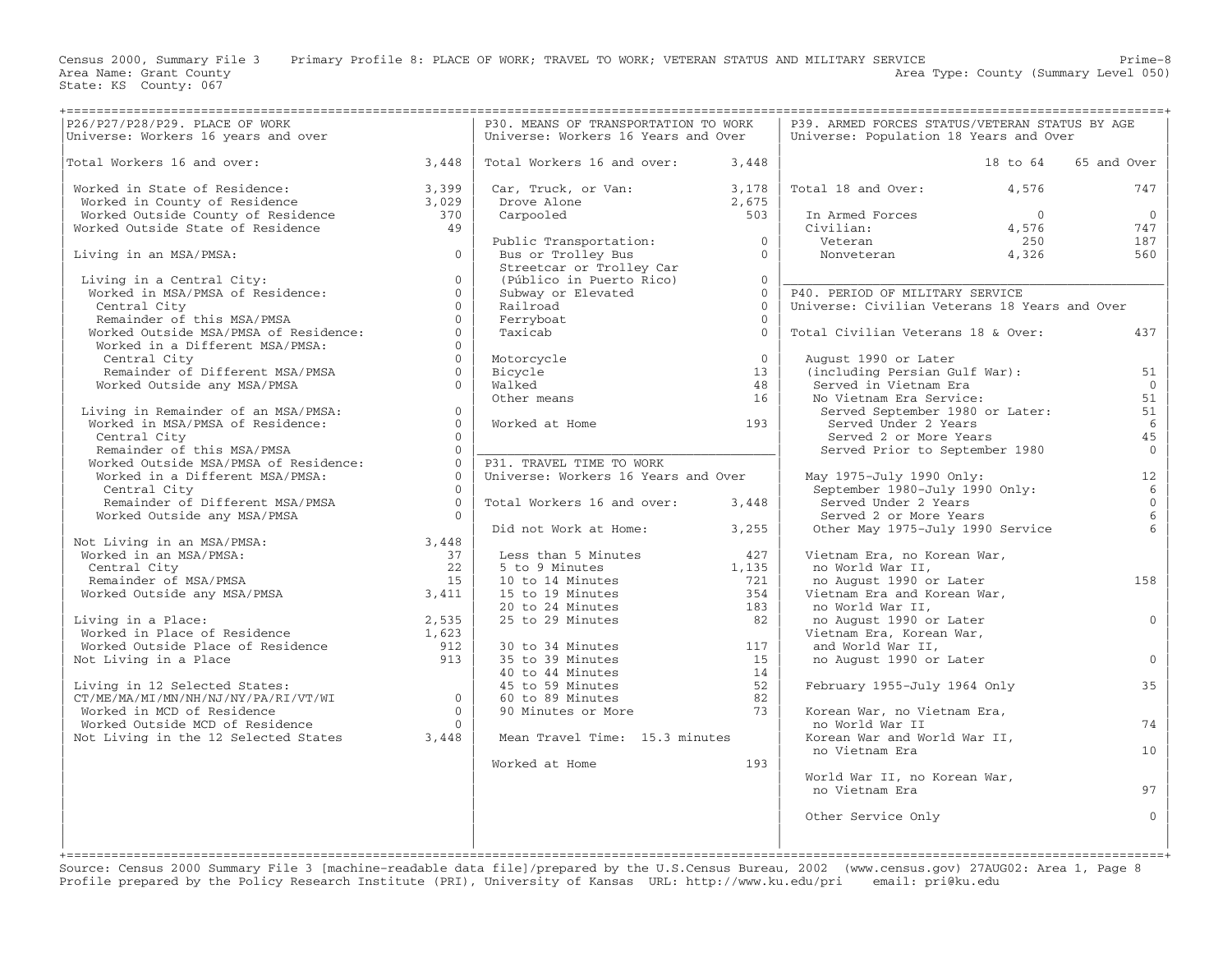Census 2000, Summary File 3 Primary Profile 8: PLACE OF WORK; TRAVEL TO WORK; VETERAN STATUS AND MILITARY SERVICE
Area Name: Grant County
State: KS County: 067
Area Type: County (Summary Level 050)

## P26/P27/P28/P29. PLACE OF WORK

Universe: Workers 16 years and over

| | |
|---|---|
| Total Workers 16 and over: | 3,448 |
| Worked in State of Residence: | 3,399 |
| Worked in County of Residence | 3,029 |
| Worked Outside County of Residence | 370 |
| Worked Outside State of Residence | 49 |
| Living in an MSA/PMSA: | 0 |
| Living in a Central City: | 0 |
| Worked in MSA/PMSA of Residence: | 0 |
| Central City | 0 |
| Remainder of this MSA/PMSA | 0 |
| Worked Outside MSA/PMSA of Residence: | 0 |
| Worked in a Different MSA/PMSA: | 0 |
| Central City | 0 |
| Remainder of Different MSA/PMSA | 0 |
| Worked Outside any MSA/PMSA | 0 |
| Living in Remainder of an MSA/PMSA: | 0 |
| Worked in MSA/PMSA of Residence: | 0 |
| Central City | 0 |
| Remainder of this MSA/PMSA | 0 |
| Worked Outside MSA/PMSA of Residence: | 0 |
| Worked in a Different MSA/PMSA: | 0 |
| Central City | 0 |
| Remainder of Different MSA/PMSA | 0 |
| Worked Outside any MSA/PMSA | 0 |
| Not Living in an MSA/PMSA: | 3,448 |
| Worked in an MSA/PMSA: | 37 |
| Central City | 22 |
| Remainder of MSA/PMSA | 15 |
| Worked Outside any MSA/PMSA | 3,411 |
| Living in a Place: | 2,535 |
| Worked in Place of Residence | 1,623 |
| Worked Outside Place of Residence | 912 |
| Not Living in a Place | 913 |
| Living in 12 Selected States: CT/ME/MA/MI/MN/NH/NJ/NY/PA/RI/VT/WI | 0 |
| Worked in MCD of Residence | 0 |
| Worked Outside MCD of Residence | 0 |
| Not Living in the 12 Selected States | 3,448 |

## P30. MEANS OF TRANSPORTATION TO WORK

Universe: Workers 16 Years and Over

| | |
|---|---|
| Total Workers 16 and over: | 3,448 |
| Car, Truck, or Van: | 3,178 |
| Drove Alone | 2,675 |
| Carpooled | 503 |
| Public Transportation: | 0 |
| Bus or Trolley Bus | 0 |
| Streetcar or Trolley Car (Público in Puerto Rico) | 0 |
| Subway or Elevated | 0 |
| Railroad | 0 |
| Ferryboat | 0 |
| Taxicab | 0 |
| Motorcycle | 0 |
| Bicycle | 13 |
| Walked | 48 |
| Other means | 16 |
| Worked at Home | 193 |

## P31. TRAVEL TIME TO WORK

Universe: Workers 16 Years and Over

| | |
|---|---|
| Total Workers 16 and over: | 3,448 |
| Did not Work at Home: | 3,255 |
| Less than 5 Minutes | 427 |
| 5 to 9 Minutes | 1,135 |
| 10 to 14 Minutes | 721 |
| 15 to 19 Minutes | 354 |
| 20 to 24 Minutes | 183 |
| 25 to 29 Minutes | 82 |
| 30 to 34 Minutes | 117 |
| 35 to 39 Minutes | 15 |
| 40 to 44 Minutes | 14 |
| 45 to 59 Minutes | 52 |
| 60 to 89 Minutes | 82 |
| 90 Minutes or More | 73 |
| Mean Travel Time: 15.3 minutes | |
| Worked at Home | 193 |

## P39. ARMED FORCES STATUS/VETERAN STATUS BY AGE

Universe: Population 18 Years and Over

| | 18 to 64 | 65 and Over |
|---|---|---|
| Total 18 and Over: | 4,576 | 747 |
| In Armed Forces | 0 | 0 |
| Civilian: | 4,576 | 747 |
| Veteran | 250 | 187 |
| Nonveteran | 4,326 | 560 |

## P40. PERIOD OF MILITARY SERVICE

Universe: Civilian Veterans 18 Years and Over

| | |
|---|---|
| Total Civilian Veterans 18 & Over: | 437 |
| August 1990 or Later (including Persian Gulf War): | 51 |
| Served in Vietnam Era | 0 |
| No Vietnam Era Service: | 51 |
| Served September 1980 or Later: | 51 |
| Served Under 2 Years | 6 |
| Served 2 or More Years | 45 |
| Served Prior to September 1980 | 0 |
| May 1975-July 1990 Only: | 12 |
| September 1980-July 1990 Only: | 6 |
| Served Under 2 Years | 0 |
| Served 2 or More Years | 6 |
| Other May 1975-July 1990 Service | 6 |
| Vietnam Era, no Korean War, no World War II, no August 1990 or Later | 158 |
| Vietnam Era and Korean War, no World War II, no August 1990 or Later | 0 |
| Vietnam Era, Korean War, and World War II, no August 1990 or Later | 0 |
| February 1955-July 1964 Only | 35 |
| Korean War, no Vietnam Era, no World War II | 74 |
| Korean War and World War II, no Vietnam Era | 10 |
| World War II, no Korean War, no Vietnam Era | 97 |
| Other Service Only | 0 |

Source: Census 2000 Summary File 3 [machine-readable data file]/prepared by the U.S.Census Bureau, 2002 (www.census.gov) 27AUG02: Area 1, Page 8
Profile prepared by the Policy Research Institute (PRI), University of Kansas URL: http://www.ku.edu/pri email: pri@ku.edu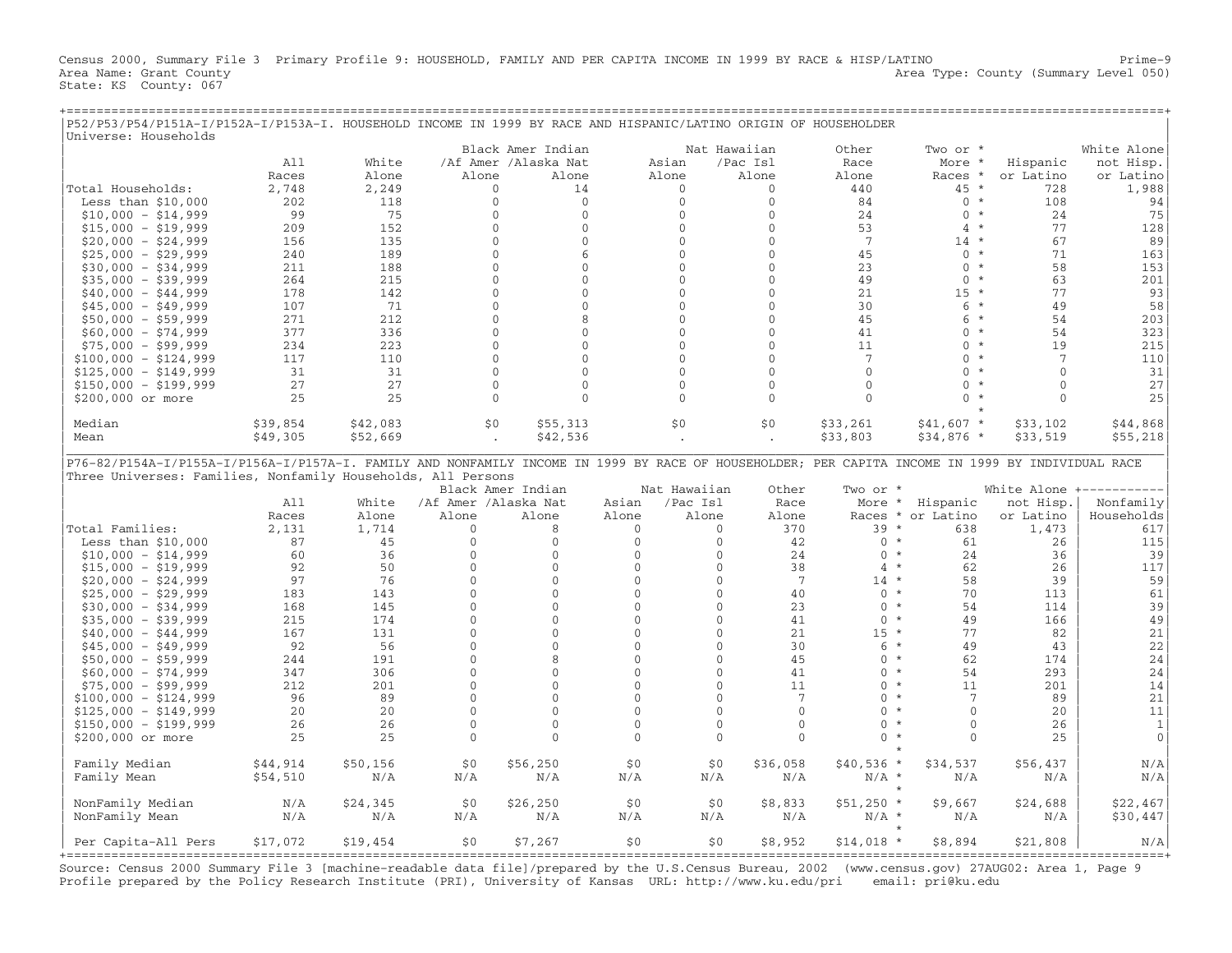Census 2000, Summary File 3 Primary Profile 9: HOUSEHOLD, FAMILY AND PER CAPITA INCOME IN 1999 BY RACE & HISP/LATINO Prime-9
Area Name: Grant County Area Type: County (Summary Level 050)
State: KS County: 067

## P52/P53/P54/P151A-I/P152A-I/P153A-I. HOUSEHOLD INCOME IN 1999 BY RACE AND HISPANIC/LATINO ORIGIN OF HOUSEHOLDER

Universe: Households

| | All Races | White Alone | Black /Af Amer Alone | Amer Indian /Alaska Nat Alone | Asian Alone | Nat Hawaiian /Pac Isl Alone | Other Race Alone | Two or More Races * | Hispanic or Latino | White Alone not Hisp. or Latino |
|---|---|---|---|---|---|---|---|---|---|---|
| Total Households: | 2,748 | 2,249 | 0 | 14 | 0 | 0 | 440 | 45 * | 728 | 1,988 |
| Less than $10,000 | 202 | 118 | 0 | 0 | 0 | 0 | 84 | 0 * | 108 | 94 |
| $10,000 - $14,999 | 99 | 75 | 0 | 0 | 0 | 0 | 24 | 0 * | 24 | 75 |
| $15,000 - $19,999 | 209 | 152 | 0 | 0 | 0 | 0 | 53 | 4 * | 77 | 128 |
| $20,000 - $24,999 | 156 | 135 | 0 | 0 | 0 | 0 | 7 | 14 * | 67 | 89 |
| $25,000 - $29,999 | 240 | 189 | 0 | 6 | 0 | 0 | 45 | 0 * | 71 | 163 |
| $30,000 - $34,999 | 211 | 188 | 0 | 0 | 0 | 0 | 23 | 0 * | 58 | 153 |
| $35,000 - $39,999 | 264 | 215 | 0 | 0 | 0 | 0 | 49 | 0 * | 63 | 201 |
| $40,000 - $44,999 | 178 | 142 | 0 | 0 | 0 | 0 | 21 | 15 * | 77 | 93 |
| $45,000 - $49,999 | 107 | 71 | 0 | 0 | 0 | 0 | 30 | 6 * | 49 | 58 |
| $50,000 - $59,999 | 271 | 212 | 0 | 8 | 0 | 0 | 45 | 6 * | 54 | 203 |
| $60,000 - $74,999 | 377 | 336 | 0 | 0 | 0 | 0 | 41 | 0 * | 54 | 323 |
| $75,000 - $99,999 | 234 | 223 | 0 | 0 | 0 | 0 | 11 | 0 * | 19 | 215 |
| $100,000 - $124,999 | 117 | 110 | 0 | 0 | 0 | 0 | 7 | 0 * | 7 | 110 |
| $125,000 - $149,999 | 31 | 31 | 0 | 0 | 0 | 0 | 0 | 0 * | 0 | 31 |
| $150,000 - $199,999 | 27 | 27 | 0 | 0 | 0 | 0 | 0 | 0 * | 0 | 27 |
| $200,000 or more | 25 | 25 | 0 | 0 | 0 | 0 | 0 | 0 * | 0 | 25 |
| Median | $39,854 | $42,083 | $0 | $55,313 | $0 | $0 | $33,261 | $41,607 * | $33,102 | $44,868 |
| Mean | $49,305 | $52,669 | . | $42,536 | . | . | $33,803 | $34,876 * | $33,519 | $55,218 |

## P76-82/P154A-I/P155A-I/P156A-I/P157A-I. FAMILY AND NONFAMILY INCOME IN 1999 BY RACE OF HOUSEHOLDER; PER CAPITA INCOME IN 1999 BY INDIVIDUAL RACE

Three Universes: Families, Nonfamily Households, All Persons

| | All Races | White Alone | Black /Af Amer Alone | Amer Indian /Alaska Nat Alone | Asian Alone | Nat Hawaiian /Pac Isl Alone | Other Race Alone | Two or More Races * | Hispanic or Latino | White Alone not Hisp. or Latino | Nonfamily Households |
|---|---|---|---|---|---|---|---|---|---|---|---|
| Total Families: | 2,131 | 1,714 | 0 | 8 | 0 | 0 | 370 | 39 * | 638 | 1,473 | 617 |
| Less than $10,000 | 87 | 45 | 0 | 0 | 0 | 0 | 42 | 0 * | 61 | 26 | 115 |
| $10,000 - $14,999 | 60 | 36 | 0 | 0 | 0 | 0 | 24 | 0 * | 24 | 36 | 39 |
| $15,000 - $19,999 | 92 | 50 | 0 | 0 | 0 | 0 | 38 | 4 * | 62 | 26 | 117 |
| $20,000 - $24,999 | 97 | 76 | 0 | 0 | 0 | 0 | 7 | 14 * | 58 | 39 | 59 |
| $25,000 - $29,999 | 183 | 143 | 0 | 0 | 0 | 0 | 40 | 0 * | 70 | 113 | 61 |
| $30,000 - $34,999 | 168 | 145 | 0 | 0 | 0 | 0 | 23 | 0 * | 54 | 114 | 39 |
| $35,000 - $39,999 | 215 | 174 | 0 | 0 | 0 | 0 | 41 | 0 * | 49 | 166 | 49 |
| $40,000 - $44,999 | 167 | 131 | 0 | 0 | 0 | 0 | 21 | 15 * | 77 | 82 | 21 |
| $45,000 - $49,999 | 92 | 56 | 0 | 0 | 0 | 0 | 30 | 6 * | 49 | 43 | 22 |
| $50,000 - $59,999 | 244 | 191 | 0 | 8 | 0 | 0 | 45 | 0 * | 62 | 174 | 24 |
| $60,000 - $74,999 | 347 | 306 | 0 | 0 | 0 | 0 | 41 | 0 * | 54 | 293 | 24 |
| $75,000 - $99,999 | 212 | 201 | 0 | 0 | 0 | 0 | 11 | 0 * | 11 | 201 | 14 |
| $100,000 - $124,999 | 96 | 89 | 0 | 0 | 0 | 0 | 7 | 0 * | 7 | 89 | 21 |
| $125,000 - $149,999 | 20 | 20 | 0 | 0 | 0 | 0 | 0 | 0 * | 0 | 20 | 11 |
| $150,000 - $199,999 | 26 | 26 | 0 | 0 | 0 | 0 | 0 | 0 * | 0 | 26 | 1 |
| $200,000 or more | 25 | 25 | 0 | 0 | 0 | 0 | 0 | 0 * | 0 | 25 | 0 |
| Family Median | $44,914 | $50,156 | $0 | $56,250 | $0 | $0 | $36,058 | $40,536 * | $34,537 | $56,437 | N/A |
| Family Mean | $54,510 | N/A | N/A | N/A | N/A | N/A | N/A | N/A * | N/A | N/A | N/A |
| NonFamily Median | N/A | $24,345 | $0 | $26,250 | $0 | $0 | $8,833 | $51,250 * | $9,667 | $24,688 | $22,467 |
| NonFamily Mean | N/A | N/A | N/A | N/A | N/A | N/A | N/A | N/A * | N/A | N/A | $30,447 |
| Per Capita-All Pers | $17,072 | $19,454 | $0 | $7,267 | $0 | $0 | $8,952 | $14,018 * | $8,894 | $21,808 | N/A |

Source: Census 2000 Summary File 3 [machine-readable data file]/prepared by the U.S.Census Bureau, 2002 (www.census.gov) 27AUG02: Area 1, Page 9
Profile prepared by the Policy Research Institute (PRI), University of Kansas URL: http://www.ku.edu/pri email: pri@ku.edu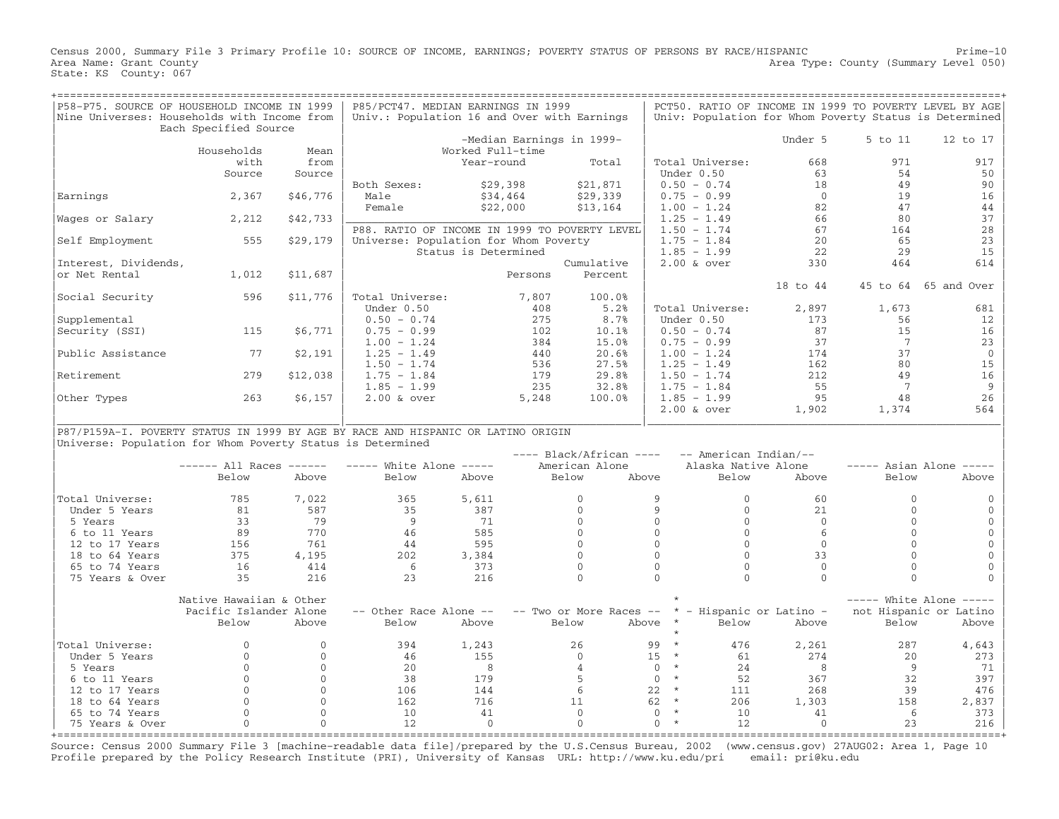Census 2000, Summary File 3 Primary Profile 10: SOURCE OF INCOME, EARNINGS; POVERTY STATUS OF PERSONS BY RACE/HISPANIC

Prime-10

Area Name: Grant County — Area Type: County (Summary Level 050)

State: KS County: 067

## P58-P75. SOURCE OF HOUSEHOLD INCOME IN 1999

Nine Universes: Households with Income from Each Specified Source

| | Households with Source | Mean from Source |
|---|---|---|
| Earnings | 2,367 | $46,776 |
| Wages or Salary | 2,212 | $42,733 |
| Self Employment | 555 | $29,179 |
| Interest, Dividends, or Net Rental | 1,012 | $11,687 |
| Social Security | 596 | $11,776 |
| Supplemental Security (SSI) | 115 | $6,771 |
| Public Assistance | 77 | $2,191 |
| Retirement | 279 | $12,038 |
| Other Types | 263 | $6,157 |

## P85/PCT47. MEDIAN EARNINGS IN 1999

Univ.: Population 16 and Over with Earnings

| | -Median Earnings in 1999- Worked Full-time Year-round | Total |
|---|---|---|
| Both Sexes: | $29,398 | $21,871 |
| Male | $34,464 | $29,339 |
| Female | $22,000 | $13,164 |

## P88. RATIO OF INCOME IN 1999 TO POVERTY LEVEL

Universe: Population for Whom Poverty Status is Determined

| | Persons | Cumulative Percent |
|---|---|---|
| Total Universe: | 7,807 | 100.0% |
| Under 0.50 | 408 | 5.2% |
| 0.50 - 0.74 | 275 | 8.7% |
| 0.75 - 0.99 | 102 | 10.1% |
| 1.00 - 1.24 | 384 | 15.0% |
| 1.25 - 1.49 | 440 | 20.6% |
| 1.50 - 1.74 | 536 | 27.5% |
| 1.75 - 1.84 | 179 | 29.8% |
| 1.85 - 1.99 | 235 | 32.8% |
| 2.00 & over | 5,248 | 100.0% |

## PCT50. RATIO OF INCOME IN 1999 TO POVERTY LEVEL BY AGE

Univ: Population for Whom Poverty Status is Determined

| | Under 5 | 5 to 11 | 12 to 17 |
|---|---|---|---|
| Total Universe: | 668 | 971 | 917 |
| Under 0.50 | 63 | 54 | 50 |
| 0.50 - 0.74 | 18 | 49 | 90 |
| 0.75 - 0.99 | 0 | 19 | 16 |
| 1.00 - 1.24 | 82 | 47 | 44 |
| 1.25 - 1.49 | 66 | 80 | 37 |
| 1.50 - 1.74 | 67 | 164 | 28 |
| 1.75 - 1.84 | 20 | 65 | 23 |
| 1.85 - 1.99 | 22 | 29 | 15 |
| 2.00 & over | 330 | 464 | 614 |

| | 18 to 44 | 45 to 64 | 65 and Over |
|---|---|---|---|
| Total Universe: | 2,897 | 1,673 | 681 |
| Under 0.50 | 173 | 56 | 12 |
| 0.50 - 0.74 | 87 | 15 | 16 |
| 0.75 - 0.99 | 37 | 7 | 23 |
| 1.00 - 1.24 | 174 | 37 | 0 |
| 1.25 - 1.49 | 162 | 80 | 15 |
| 1.50 - 1.74 | 212 | 49 | 16 |
| 1.75 - 1.84 | 55 | 7 | 9 |
| 1.85 - 1.99 | 95 | 48 | 26 |
| 2.00 & over | 1,902 | 1,374 | 564 |

## P87/P159A-I. POVERTY STATUS IN 1999 BY AGE BY RACE AND HISPANIC OR LATINO ORIGIN

Universe: Population for Whom Poverty Status is Determined

| | All Races | | White Alone | | Black/African American Alone | | American Indian/Alaska Native Alone | | Asian Alone | |
|---|---|---|---|---|---|---|---|---|---|---|
| | Below | Above | Below | Above | Below | Above | Below | Above | Below | Above |
| Total Universe: | 785 | 7,022 | 365 | 5,611 | 0 | 9 | 0 | 60 | 0 | 0 |
| Under 5 Years | 81 | 587 | 35 | 387 | 0 | 9 | 0 | 21 | 0 | 0 |
| 5 Years | 33 | 79 | 9 | 71 | 0 | 0 | 0 | 0 | 0 | 0 |
| 6 to 11 Years | 89 | 770 | 46 | 585 | 0 | 0 | 0 | 6 | 0 | 0 |
| 12 to 17 Years | 156 | 761 | 44 | 595 | 0 | 0 | 0 | 0 | 0 | 0 |
| 18 to 64 Years | 375 | 4,195 | 202 | 3,384 | 0 | 0 | 0 | 33 | 0 | 0 |
| 65 to 74 Years | 16 | 414 | 6 | 373 | 0 | 0 | 0 | 0 | 0 | 0 |
| 75 Years & Over | 35 | 216 | 23 | 216 | 0 | 0 | 0 | 0 | 0 | 0 |

| | Native Hawaiian & Other Pacific Islander Alone | | Other Race Alone | | Two or More Races | | Hispanic or Latino | | White Alone not Hispanic or Latino | |
|---|---|---|---|---|---|---|---|---|---|---|
| | Below | Above | Below | Above | Below | Above | Below | Above | Below | Above |
| Total Universe: | 0 | 0 | 394 | 1,243 | 26 | 99 | 476 | 2,261 | 287 | 4,643 |
| Under 5 Years | 0 | 0 | 46 | 155 | 0 | 15 | 61 | 274 | 20 | 273 |
| 5 Years | 0 | 0 | 20 | 8 | 4 | 0 | 24 | 8 | 9 | 71 |
| 6 to 11 Years | 0 | 0 | 38 | 179 | 5 | 0 | 52 | 367 | 32 | 397 |
| 12 to 17 Years | 0 | 0 | 106 | 144 | 6 | 22 | 111 | 268 | 39 | 476 |
| 18 to 64 Years | 0 | 0 | 162 | 716 | 11 | 62 | 206 | 1,303 | 158 | 2,837 |
| 65 to 74 Years | 0 | 0 | 10 | 41 | 0 | 0 | 10 | 41 | 6 | 373 |
| 75 Years & Over | 0 | 0 | 12 | 0 | 0 | 0 | 12 | 0 | 23 | 216 |

Source: Census 2000 Summary File 3 [machine-readable data file]/prepared by the U.S.Census Bureau, 2002 (www.census.gov) 27AUG02: Area 1, Page 10
Profile prepared by the Policy Research Institute (PRI), University of Kansas URL: http://www.ku.edu/pri email: pri@ku.edu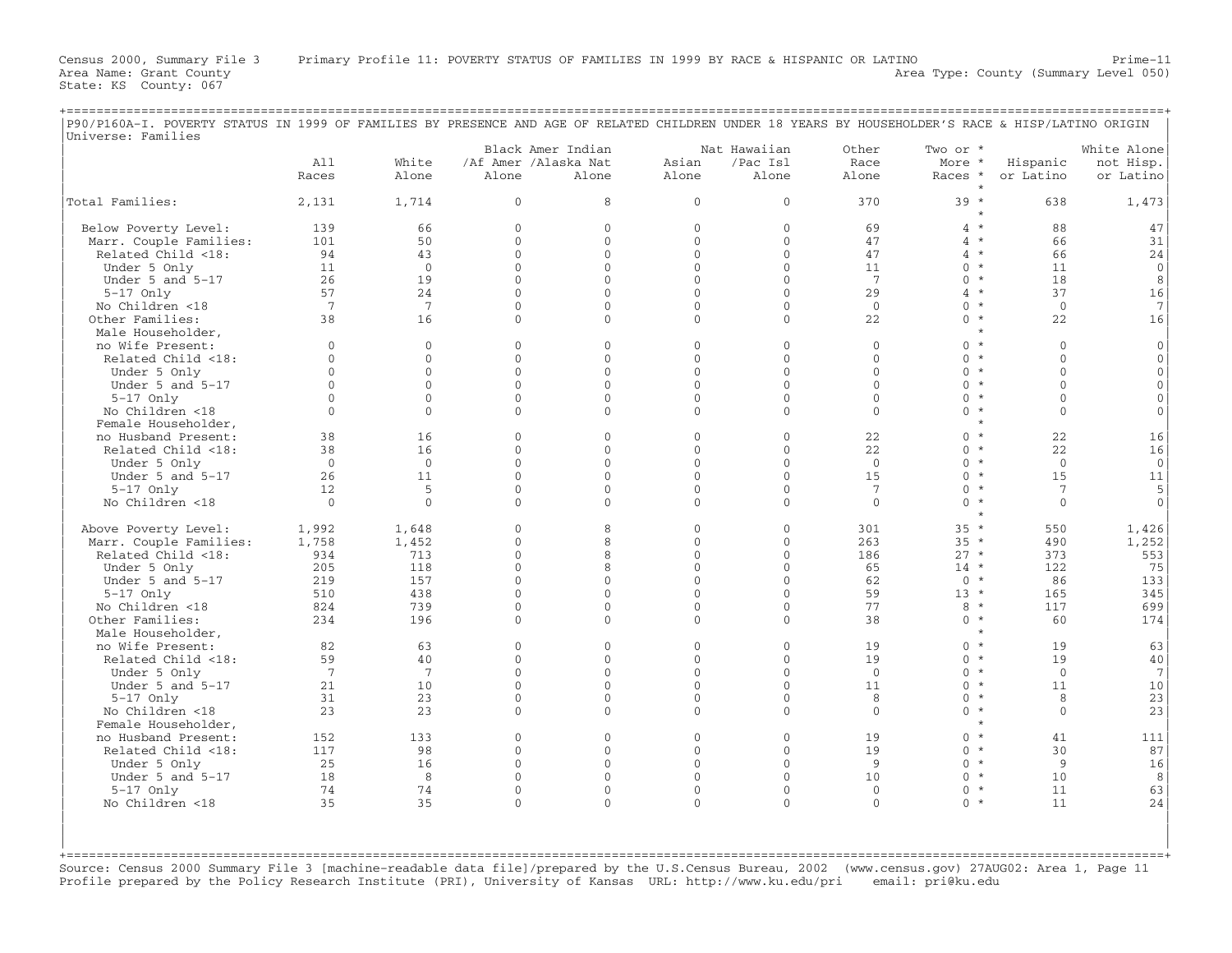Census 2000, Summary File 3 Primary Profile 11: POVERTY STATUS OF FAMILIES IN 1999 BY RACE & HISPANIC OR LATINO Prime-11
Area Name: Grant County Area Type: County (Summary Level 050)
State: KS County: 067

P90/P160A-I. POVERTY STATUS IN 1999 OF FAMILIES BY PRESENCE AND AGE OF RELATED CHILDREN UNDER 18 YEARS BY HOUSEHOLDER'S RACE & HISP/LATINO ORIGIN
Universe: Families

| | All Races | White Alone | Black /Af Amer Alone | Amer Indian /Alaska Nat Alone | Asian Alone | Nat Hawaiian /Pac Isl Alone | Other Race Alone | Two or More Races | Hispanic or Latino | White Alone not Hisp. or Latino |
|---|---|---|---|---|---|---|---|---|---|---|
| Total Families: | 2,131 | 1,714 | 0 | 8 | 0 | 0 | 370 | 39 | 638 | 1,473 |
| Below Poverty Level: | 139 | 66 | 0 | 0 | 0 | 0 | 69 | 4 | 88 | 47 |
| Marr. Couple Families: | 101 | 50 | 0 | 0 | 0 | 0 | 47 | 4 | 66 | 31 |
| Related Child <18: | 94 | 43 | 0 | 0 | 0 | 0 | 47 | 4 | 66 | 24 |
| Under 5 Only | 11 | 0 | 0 | 0 | 0 | 0 | 11 | 0 | 11 | 0 |
| Under 5 and 5-17 | 26 | 19 | 0 | 0 | 0 | 0 | 7 | 0 | 18 | 8 |
| 5-17 Only | 57 | 24 | 0 | 0 | 0 | 0 | 29 | 4 | 37 | 16 |
| No Children <18 | 7 | 7 | 0 | 0 | 0 | 0 | 0 | 0 | 0 | 7 |
| Other Families: | 38 | 16 | 0 | 0 | 0 | 0 | 22 | 0 | 22 | 16 |
| Male Householder, no Wife Present: | 0 | 0 | 0 | 0 | 0 | 0 | 0 | 0 | 0 | 0 |
| Related Child <18: | 0 | 0 | 0 | 0 | 0 | 0 | 0 | 0 | 0 | 0 |
| Under 5 Only | 0 | 0 | 0 | 0 | 0 | 0 | 0 | 0 | 0 | 0 |
| Under 5 and 5-17 | 0 | 0 | 0 | 0 | 0 | 0 | 0 | 0 | 0 | 0 |
| 5-17 Only | 0 | 0 | 0 | 0 | 0 | 0 | 0 | 0 | 0 | 0 |
| No Children <18 | 0 | 0 | 0 | 0 | 0 | 0 | 0 | 0 | 0 | 0 |
| Female Householder, no Husband Present: | 38 | 16 | 0 | 0 | 0 | 0 | 22 | 0 | 22 | 16 |
| Related Child <18: | 38 | 16 | 0 | 0 | 0 | 0 | 22 | 0 | 22 | 16 |
| Under 5 Only | 0 | 0 | 0 | 0 | 0 | 0 | 0 | 0 | 0 | 0 |
| Under 5 and 5-17 | 26 | 11 | 0 | 0 | 0 | 0 | 15 | 0 | 15 | 11 |
| 5-17 Only | 12 | 5 | 0 | 0 | 0 | 0 | 7 | 0 | 7 | 5 |
| No Children <18 | 0 | 0 | 0 | 0 | 0 | 0 | 0 | 0 | 0 | 0 |
| Above Poverty Level: | 1,992 | 1,648 | 0 | 8 | 0 | 0 | 301 | 35 | 550 | 1,426 |
| Marr. Couple Families: | 1,758 | 1,452 | 0 | 8 | 0 | 0 | 263 | 35 | 490 | 1,252 |
| Related Child <18: | 934 | 713 | 0 | 8 | 0 | 0 | 186 | 27 | 373 | 553 |
| Under 5 Only | 205 | 118 | 0 | 8 | 0 | 0 | 65 | 14 | 122 | 75 |
| Under 5 and 5-17 | 219 | 157 | 0 | 0 | 0 | 0 | 62 | 0 | 86 | 133 |
| 5-17 Only | 510 | 438 | 0 | 0 | 0 | 0 | 59 | 13 | 165 | 345 |
| No Children <18 | 824 | 739 | 0 | 0 | 0 | 0 | 77 | 8 | 117 | 699 |
| Other Families: | 234 | 196 | 0 | 0 | 0 | 0 | 38 | 0 | 60 | 174 |
| Male Householder, no Wife Present: | 82 | 63 | 0 | 0 | 0 | 0 | 19 | 0 | 19 | 63 |
| Related Child <18: | 59 | 40 | 0 | 0 | 0 | 0 | 19 | 0 | 19 | 40 |
| Under 5 Only | 7 | 7 | 0 | 0 | 0 | 0 | 0 | 0 | 0 | 7 |
| Under 5 and 5-17 | 21 | 10 | 0 | 0 | 0 | 0 | 11 | 0 | 11 | 10 |
| 5-17 Only | 31 | 23 | 0 | 0 | 0 | 0 | 8 | 0 | 8 | 23 |
| No Children <18 | 23 | 23 | 0 | 0 | 0 | 0 | 0 | 0 | 0 | 23 |
| Female Householder, no Husband Present: | 152 | 133 | 0 | 0 | 0 | 0 | 19 | 0 | 41 | 111 |
| Related Child <18: | 117 | 98 | 0 | 0 | 0 | 0 | 19 | 0 | 30 | 87 |
| Under 5 Only | 25 | 16 | 0 | 0 | 0 | 0 | 9 | 0 | 9 | 16 |
| Under 5 and 5-17 | 18 | 8 | 0 | 0 | 0 | 0 | 10 | 0 | 10 | 8 |
| 5-17 Only | 74 | 74 | 0 | 0 | 0 | 0 | 0 | 0 | 11 | 63 |
| No Children <18 | 35 | 35 | 0 | 0 | 0 | 0 | 0 | 0 | 11 | 24 |

Source: Census 2000 Summary File 3 [machine-readable data file]/prepared by the U.S.Census Bureau, 2002 (www.census.gov) 27AUG02: Area 1, Page 11
Profile prepared by the Policy Research Institute (PRI), University of Kansas URL: http://www.ku.edu/pri email: pri@ku.edu